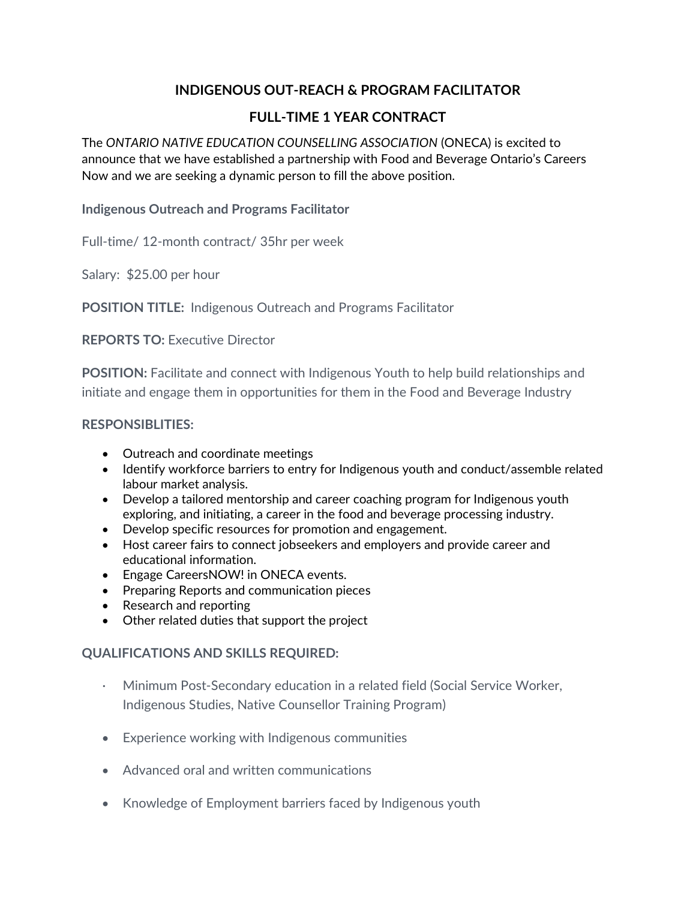# INDIGENOUS OUT-REACH & PROGRAM FACILITATOR

## FULL-TIME 1 YEAR CONTRACT

The *ONTARIO NATIVE EDUCATION COUNSELLING ASSOCIATION* (ONECA) is excited to announce that we have established a partnership with Food and Beverage Ontario's Careers Now and we are seeking a dynamic person to fill the above position.

**Indigenous Outreach and Programs Facilitator**

Full-time/ 12-month contract/ 35hr per week

Salary: $25.00 per hour

**POSITION TITLE:** Indigenous Outreach and Programs Facilitator

**REPORTS TO:** Executive Director

**POSITION:** Facilitate and connect with Indigenous Youth to help build relationships and initiate and engage them in opportunities for them in the Food and Beverage Industry

**RESPONSIBLITIES:**

- Outreach and coordinate meetings
- Identify workforce barriers to entry for Indigenous youth and conduct/assemble related labour market analysis.
- Develop a tailored mentorship and career coaching program for Indigenous youth exploring, and initiating, a career in the food and beverage processing industry.
- Develop specific resources for promotion and engagement.
- Host career fairs to connect jobseekers and employers and provide career and educational information.
- Engage CareersNOW! in ONECA events.
- Preparing Reports and communication pieces
- Research and reporting
- Other related duties that support the project

**QUALIFICATIONS AND SKILLS REQUIRED:**

- Minimum Post-Secondary education in a related field (Social Service Worker, Indigenous Studies, Native Counsellor Training Program)
- Experience working with Indigenous communities
- Advanced oral and written communications
- Knowledge of Employment barriers faced by Indigenous youth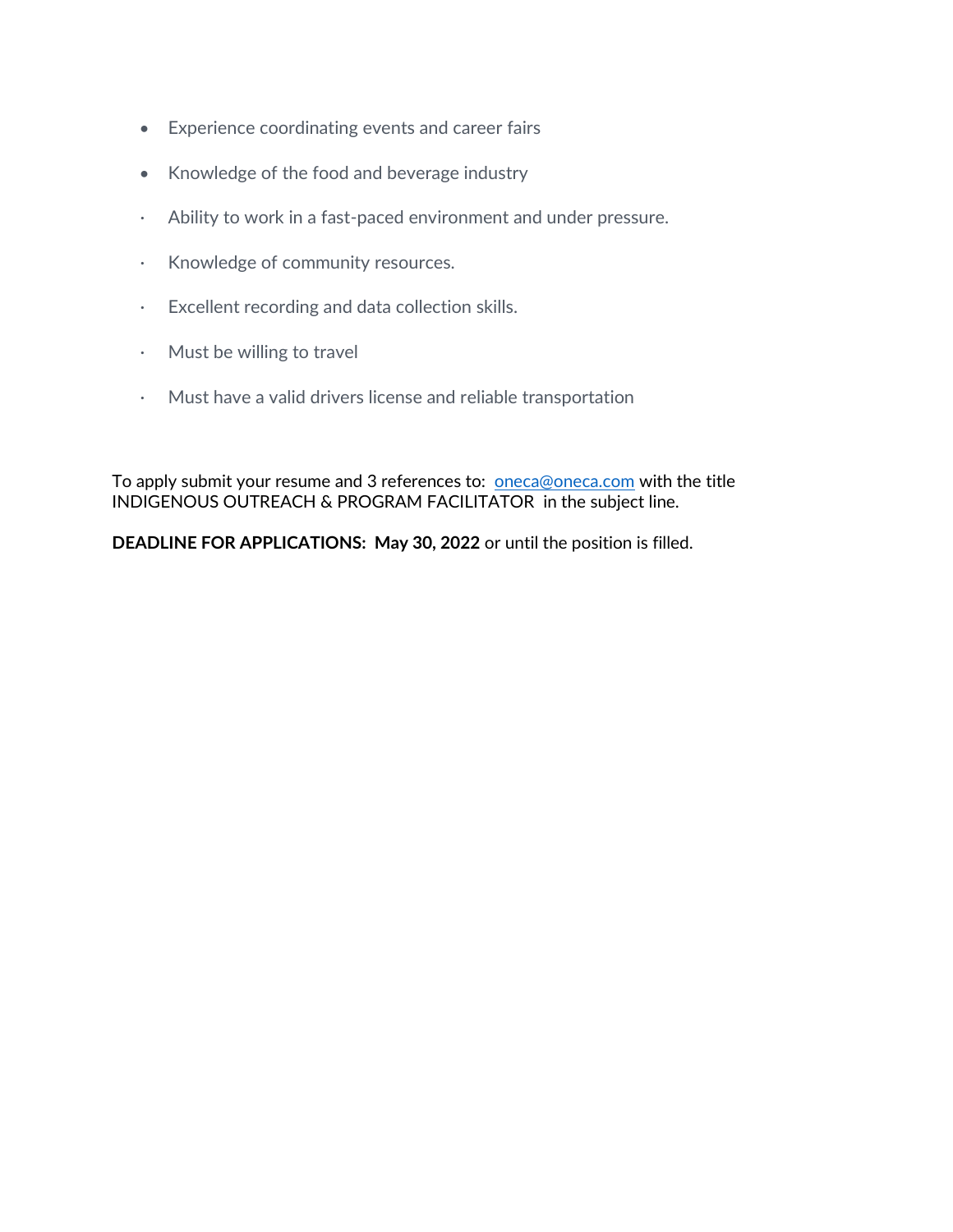- Experience coordinating events and career fairs
- Knowledge of the food and beverage industry
- Ability to work in a fast-paced environment and under pressure.
- Knowledge of community resources.
- Excellent recording and data collection skills.
- Must be willing to travel
- Must have a valid drivers license and reliable transportation

To apply submit your resume and 3 references to: oneca@oneca.com with the title INDIGENOUS OUTREACH & PROGRAM FACILITATOR in the subject line.

**DEADLINE FOR APPLICATIONS: May 30, 2022** or until the position is filled.